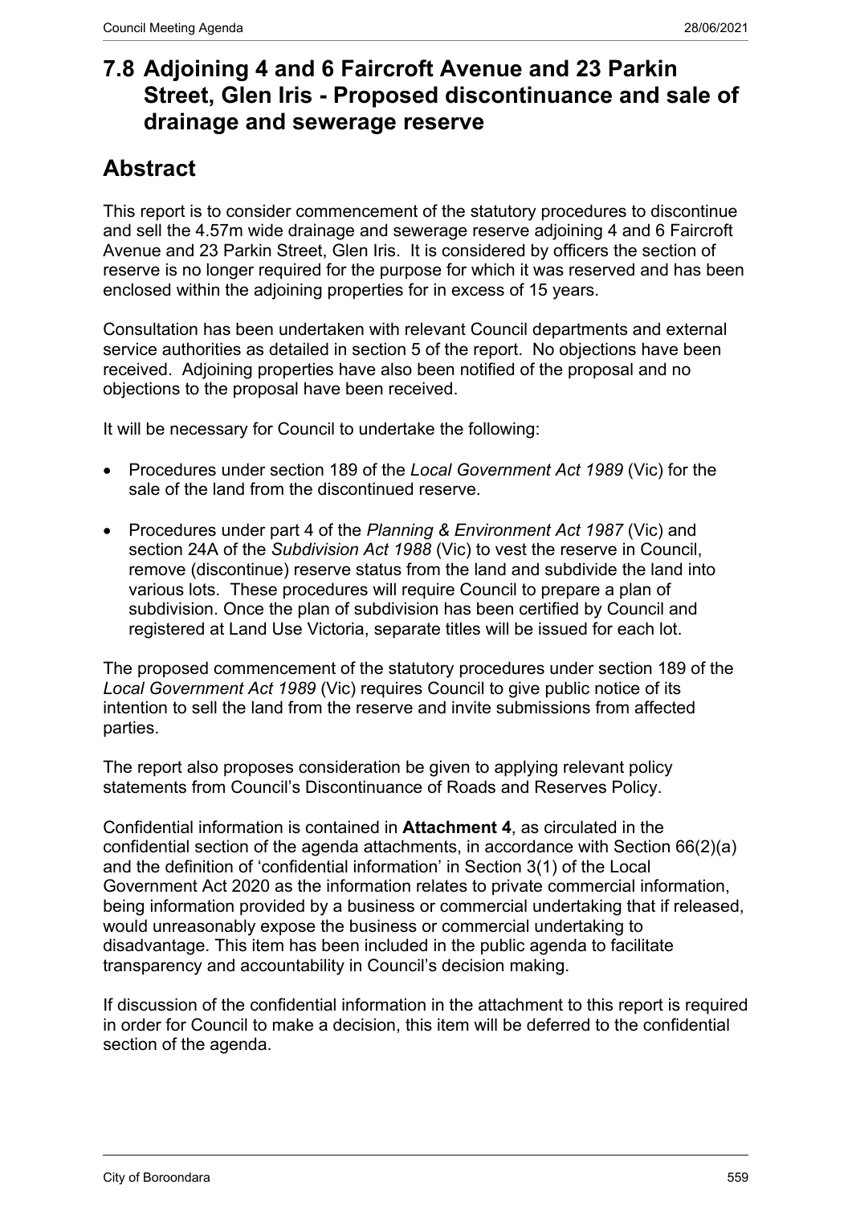# 7.8 Adjoining 4 and 6 Faircroft Avenue and 23 Parkin Street, Glen Iris - Proposed discontinuance and sale of drainage and sewerage reserve

## Abstract

This report is to consider commencement of the statutory procedures to discontinue and sell the 4.57m wide drainage and sewerage reserve adjoining 4 and 6 Faircroft Avenue and 23 Parkin Street, Glen Iris. It is considered by officers the section of reserve is no longer required for the purpose for which it was reserved and has been enclosed within the adjoining properties for in excess of 15 years.

Consultation has been undertaken with relevant Council departments and external service authorities as detailed in section 5 of the report. No objections have been received. Adjoining properties have also been notified of the proposal and no objections to the proposal have been received.

It will be necessary for Council to undertake the following:

- Procedures under section 189 of the *Local Government Act 1989* (Vic) for the sale of the land from the discontinued reserve.
- Procedures under part 4 of the *Planning & Environment Act 1987* (Vic) and section 24A of the *Subdivision Act 1988* (Vic) to vest the reserve in Council, remove (discontinue) reserve status from the land and subdivide the land into various lots. These procedures will require Council to prepare a plan of subdivision. Once the plan of subdivision has been certified by Council and registered at Land Use Victoria, separate titles will be issued for each lot.

The proposed commencement of the statutory procedures under section 189 of the *Local Government Act 1989* (Vic) requires Council to give public notice of its intention to sell the land from the reserve and invite submissions from affected parties.

The report also proposes consideration be given to applying relevant policy statements from Council's Discontinuance of Roads and Reserves Policy.

Confidential information is contained in **Attachment 4**, as circulated in the confidential section of the agenda attachments, in accordance with Section 66(2)(a) and the definition of 'confidential information' in Section 3(1) of the Local Government Act 2020 as the information relates to private commercial information, being information provided by a business or commercial undertaking that if released, would unreasonably expose the business or commercial undertaking to disadvantage. This item has been included in the public agenda to facilitate transparency and accountability in Council's decision making.

If discussion of the confidential information in the attachment to this report is required in order for Council to make a decision, this item will be deferred to the confidential section of the agenda.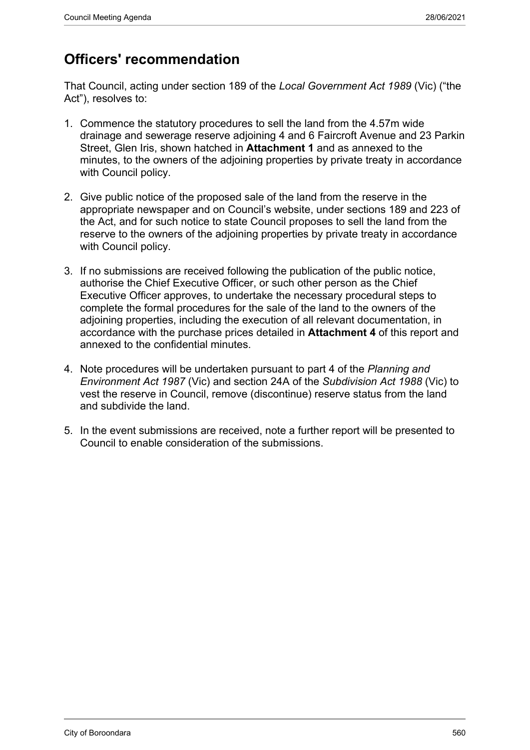## Officers' recommendation

That Council, acting under section 189 of the *Local Government Act 1989* (Vic) ("the Act"), resolves to:

1. Commence the statutory procedures to sell the land from the 4.57m wide drainage and sewerage reserve adjoining 4 and 6 Faircroft Avenue and 23 Parkin Street, Glen Iris, shown hatched in **Attachment 1** and as annexed to the minutes, to the owners of the adjoining properties by private treaty in accordance with Council policy.

2. Give public notice of the proposed sale of the land from the reserve in the appropriate newspaper and on Council's website, under sections 189 and 223 of the Act, and for such notice to state Council proposes to sell the land from the reserve to the owners of the adjoining properties by private treaty in accordance with Council policy.

3. If no submissions are received following the publication of the public notice, authorise the Chief Executive Officer, or such other person as the Chief Executive Officer approves, to undertake the necessary procedural steps to complete the formal procedures for the sale of the land to the owners of the adjoining properties, including the execution of all relevant documentation, in accordance with the purchase prices detailed in **Attachment 4** of this report and annexed to the confidential minutes.

4. Note procedures will be undertaken pursuant to part 4 of the *Planning and Environment Act 1987* (Vic) and section 24A of the *Subdivision Act 1988* (Vic) to vest the reserve in Council, remove (discontinue) reserve status from the land and subdivide the land.

5. In the event submissions are received, note a further report will be presented to Council to enable consideration of the submissions.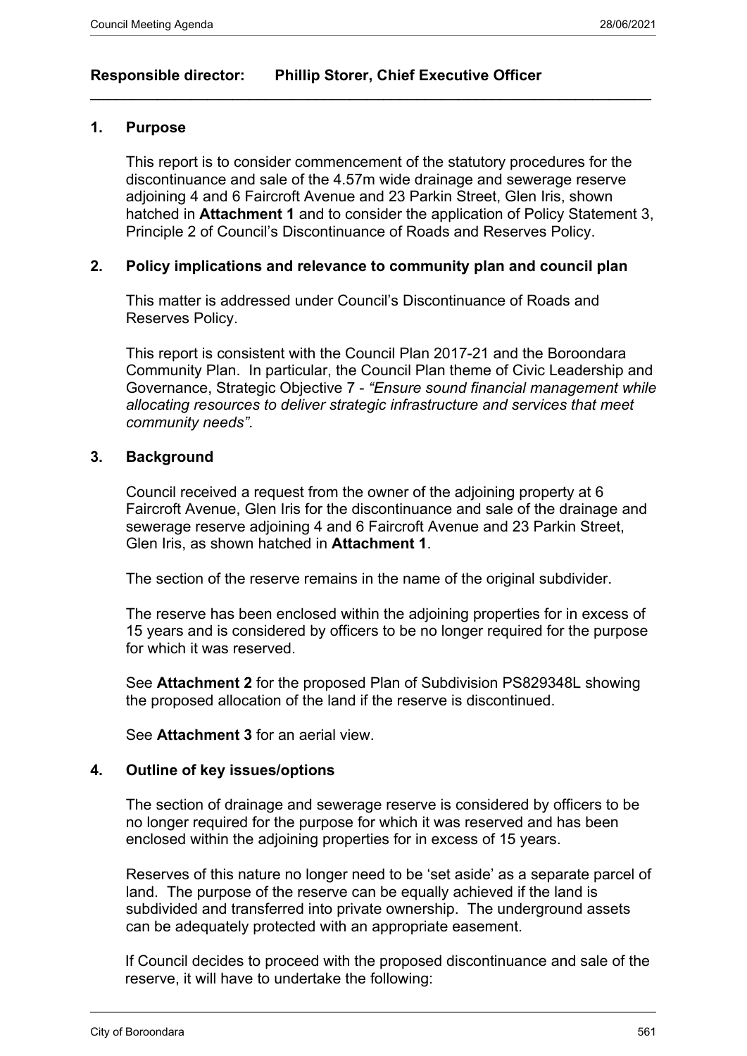**Responsible director: Phillip Storer, Chief Executive Officer**

---

## 1. Purpose

This report is to consider commencement of the statutory procedures for the discontinuance and sale of the 4.57m wide drainage and sewerage reserve adjoining 4 and 6 Faircroft Avenue and 23 Parkin Street, Glen Iris, shown hatched in **Attachment 1** and to consider the application of Policy Statement 3, Principle 2 of Council's Discontinuance of Roads and Reserves Policy.

## 2. Policy implications and relevance to community plan and council plan

This matter is addressed under Council's Discontinuance of Roads and Reserves Policy.

This report is consistent with the Council Plan 2017-21 and the Boroondara Community Plan. In particular, the Council Plan theme of Civic Leadership and Governance, Strategic Objective 7 - *"Ensure sound financial management while allocating resources to deliver strategic infrastructure and services that meet community needs"*.

## 3. Background

Council received a request from the owner of the adjoining property at 6 Faircroft Avenue, Glen Iris for the discontinuance and sale of the drainage and sewerage reserve adjoining 4 and 6 Faircroft Avenue and 23 Parkin Street, Glen Iris, as shown hatched in **Attachment 1**.

The section of the reserve remains in the name of the original subdivider.

The reserve has been enclosed within the adjoining properties for in excess of 15 years and is considered by officers to be no longer required for the purpose for which it was reserved.

See **Attachment 2** for the proposed Plan of Subdivision PS829348L showing the proposed allocation of the land if the reserve is discontinued.

See **Attachment 3** for an aerial view.

## 4. Outline of key issues/options

The section of drainage and sewerage reserve is considered by officers to be no longer required for the purpose for which it was reserved and has been enclosed within the adjoining properties for in excess of 15 years.

Reserves of this nature no longer need to be 'set aside' as a separate parcel of land. The purpose of the reserve can be equally achieved if the land is subdivided and transferred into private ownership. The underground assets can be adequately protected with an appropriate easement.

If Council decides to proceed with the proposed discontinuance and sale of the reserve, it will have to undertake the following: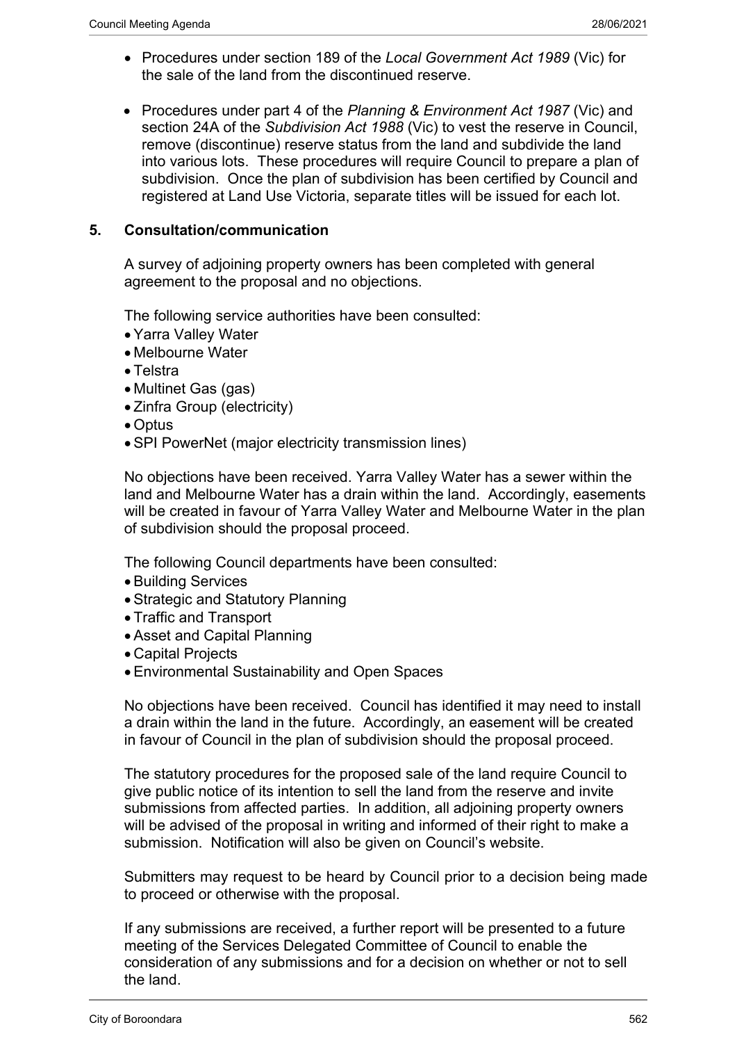- Procedures under section 189 of the *Local Government Act 1989* (Vic) for the sale of the land from the discontinued reserve.

- Procedures under part 4 of the *Planning & Environment Act 1987* (Vic) and section 24A of the *Subdivision Act 1988* (Vic) to vest the reserve in Council, remove (discontinue) reserve status from the land and subdivide the land into various lots. These procedures will require Council to prepare a plan of subdivision. Once the plan of subdivision has been certified by Council and registered at Land Use Victoria, separate titles will be issued for each lot.

## 5. Consultation/communication

A survey of adjoining property owners has been completed with general agreement to the proposal and no objections.

The following service authorities have been consulted:

- Yarra Valley Water
- Melbourne Water
- Telstra
- Multinet Gas (gas)
- Zinfra Group (electricity)
- Optus
- SPI PowerNet (major electricity transmission lines)

No objections have been received. Yarra Valley Water has a sewer within the land and Melbourne Water has a drain within the land. Accordingly, easements will be created in favour of Yarra Valley Water and Melbourne Water in the plan of subdivision should the proposal proceed.

The following Council departments have been consulted:

- Building Services
- Strategic and Statutory Planning
- Traffic and Transport
- Asset and Capital Planning
- Capital Projects
- Environmental Sustainability and Open Spaces

No objections have been received. Council has identified it may need to install a drain within the land in the future. Accordingly, an easement will be created in favour of Council in the plan of subdivision should the proposal proceed.

The statutory procedures for the proposed sale of the land require Council to give public notice of its intention to sell the land from the reserve and invite submissions from affected parties. In addition, all adjoining property owners will be advised of the proposal in writing and informed of their right to make a submission. Notification will also be given on Council's website.

Submitters may request to be heard by Council prior to a decision being made to proceed or otherwise with the proposal.

If any submissions are received, a further report will be presented to a future meeting of the Services Delegated Committee of Council to enable the consideration of any submissions and for a decision on whether or not to sell the land.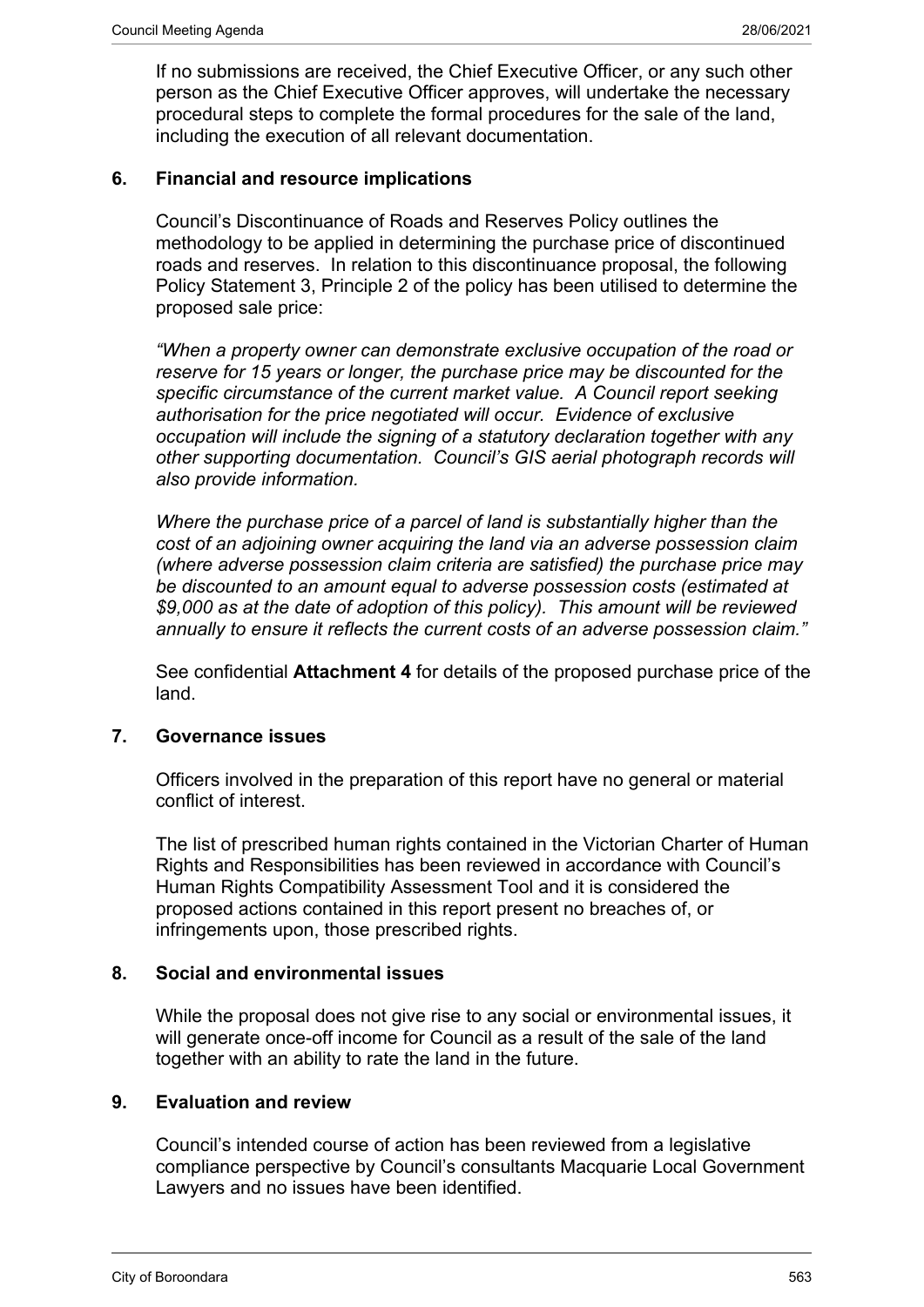If no submissions are received, the Chief Executive Officer, or any such other person as the Chief Executive Officer approves, will undertake the necessary procedural steps to complete the formal procedures for the sale of the land, including the execution of all relevant documentation.

## 6. Financial and resource implications

Council's Discontinuance of Roads and Reserves Policy outlines the methodology to be applied in determining the purchase price of discontinued roads and reserves. In relation to this discontinuance proposal, the following Policy Statement 3, Principle 2 of the policy has been utilised to determine the proposed sale price:

*"When a property owner can demonstrate exclusive occupation of the road or reserve for 15 years or longer, the purchase price may be discounted for the specific circumstance of the current market value. A Council report seeking authorisation for the price negotiated will occur. Evidence of exclusive occupation will include the signing of a statutory declaration together with any other supporting documentation. Council's GIS aerial photograph records will also provide information.*

*Where the purchase price of a parcel of land is substantially higher than the cost of an adjoining owner acquiring the land via an adverse possession claim (where adverse possession claim criteria are satisfied) the purchase price may be discounted to an amount equal to adverse possession costs (estimated at $9,000 as at the date of adoption of this policy). This amount will be reviewed annually to ensure it reflects the current costs of an adverse possession claim."*

See confidential **Attachment 4** for details of the proposed purchase price of the land.

## 7. Governance issues

Officers involved in the preparation of this report have no general or material conflict of interest.

The list of prescribed human rights contained in the Victorian Charter of Human Rights and Responsibilities has been reviewed in accordance with Council's Human Rights Compatibility Assessment Tool and it is considered the proposed actions contained in this report present no breaches of, or infringements upon, those prescribed rights.

## 8. Social and environmental issues

While the proposal does not give rise to any social or environmental issues, it will generate once-off income for Council as a result of the sale of the land together with an ability to rate the land in the future.

## 9. Evaluation and review

Council's intended course of action has been reviewed from a legislative compliance perspective by Council's consultants Macquarie Local Government Lawyers and no issues have been identified.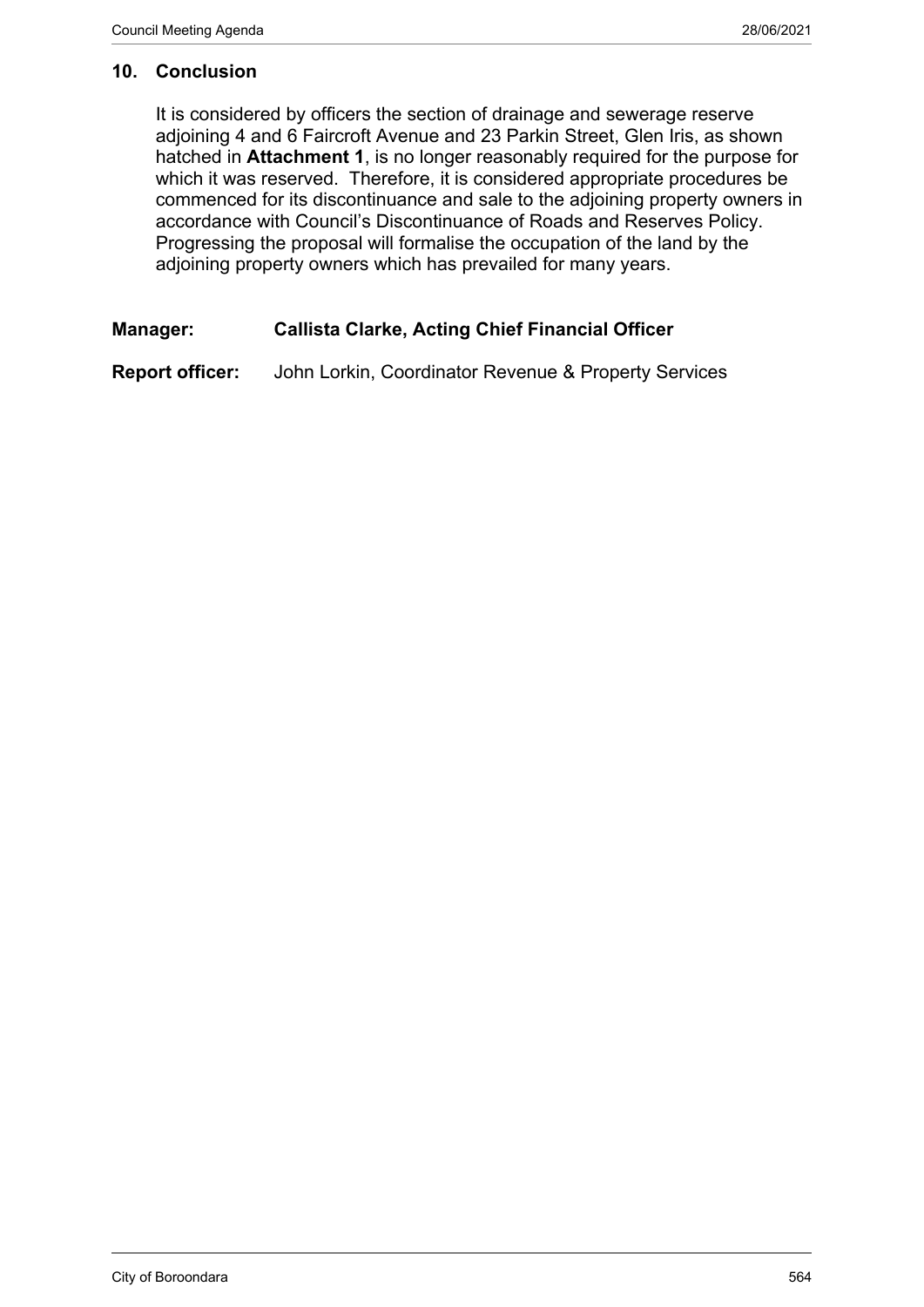## 10. Conclusion

It is considered by officers the section of drainage and sewerage reserve adjoining 4 and 6 Faircroft Avenue and 23 Parkin Street, Glen Iris, as shown hatched in **Attachment 1**, is no longer reasonably required for the purpose for which it was reserved. Therefore, it is considered appropriate procedures be commenced for its discontinuance and sale to the adjoining property owners in accordance with Council's Discontinuance of Roads and Reserves Policy. Progressing the proposal will formalise the occupation of the land by the adjoining property owners which has prevailed for many years.

**Manager: Callista Clarke, Acting Chief Financial Officer**

**Report officer:** John Lorkin, Coordinator Revenue & Property Services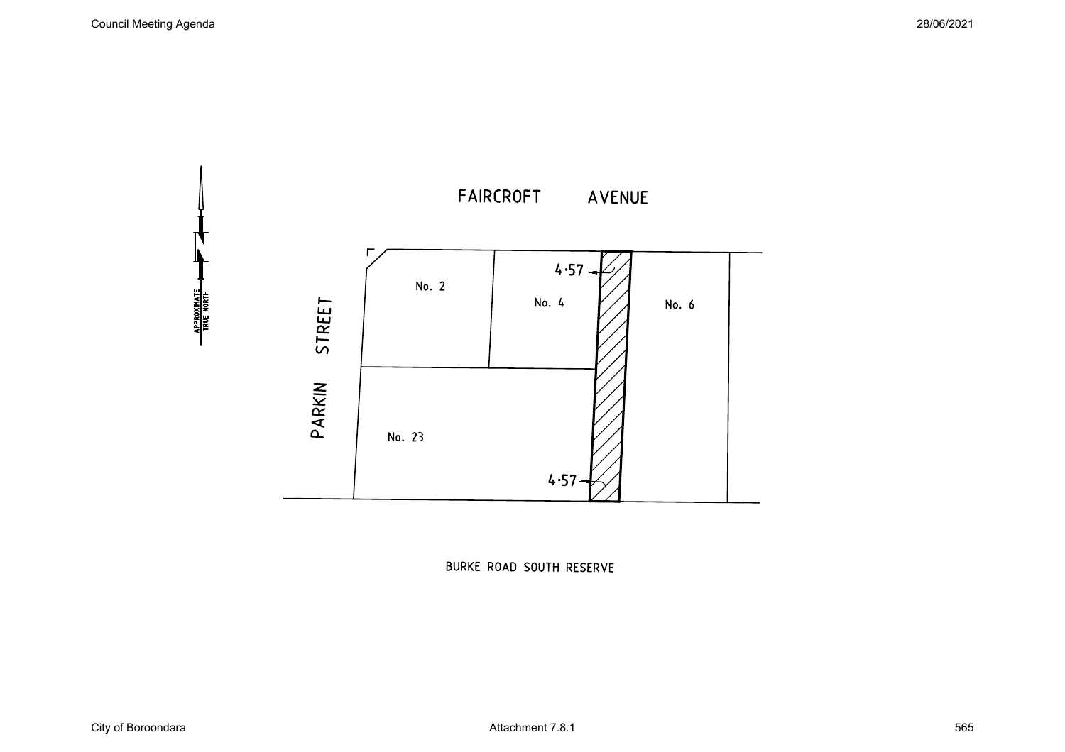APPROXIMATE TRUE NORTH

N

FAIRCROFT AVENUE

PARKIN STREET

No. 2

No. 4

No. 6

No. 23

4·57

4·57

BURKE ROAD SOUTH RESERVE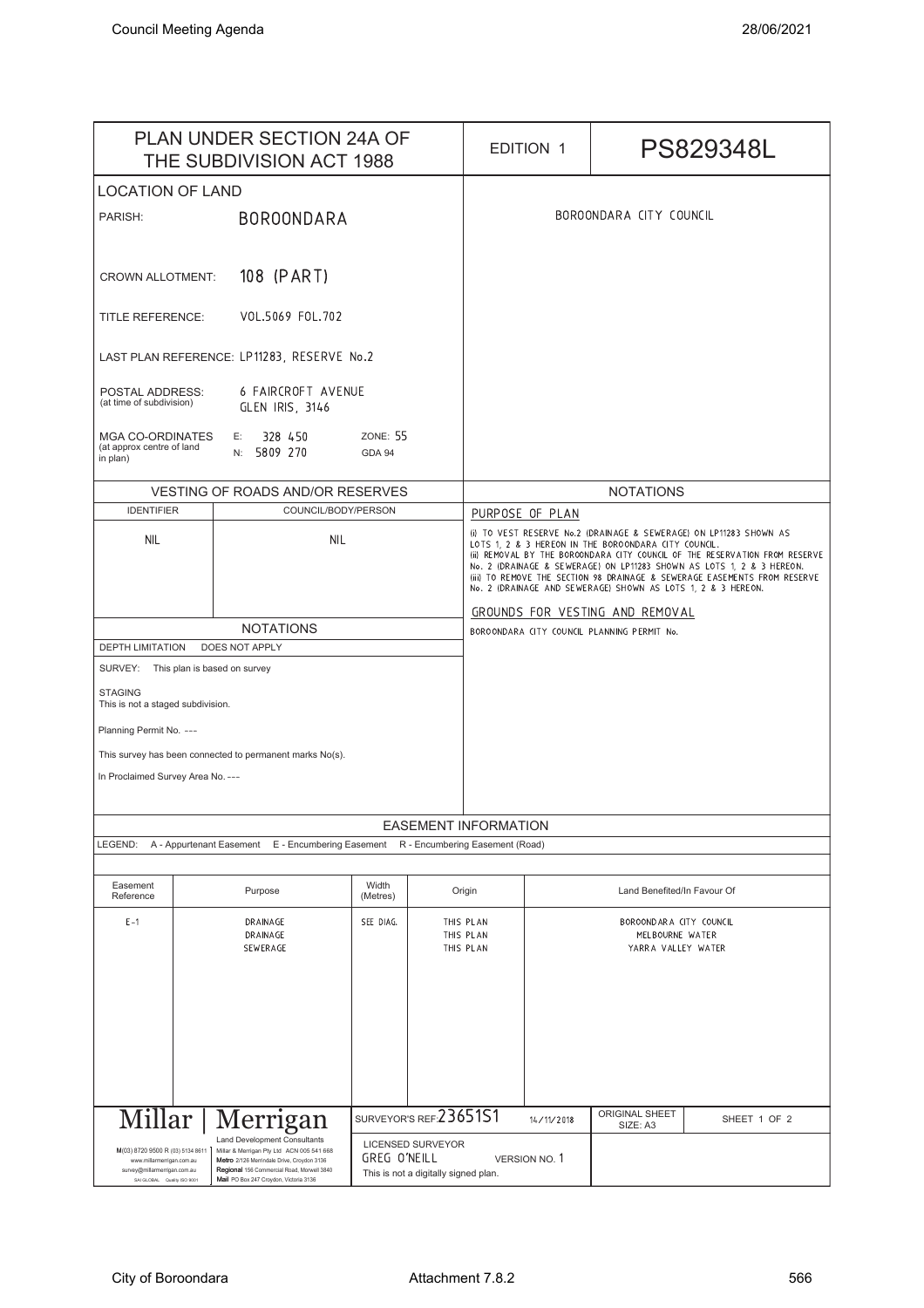# PLAN UNDER SECTION 24A OF THE SUBDIVISION ACT 1988

EDITION 1

**PS829348L**

## LOCATION OF LAND

PARISH: BOROONDARA

CROWN ALLOTMENT: 108 (PART)

TITLE REFERENCE: VOL.5069 FOL.702

LAST PLAN REFERENCE: LP11283, RESERVE No.2

POSTAL ADDRESS: (at time of subdivision) 6 FAIRCROFT AVENUE GLEN IRIS, 3146

MGA CO-ORDINATES (at approx centre of land in plan) E: 328 450 N: 5809 270 ZONE: 55 GDA 94

BOROONDARA CITY COUNCIL

## VESTING OF ROADS AND/OR RESERVES

| IDENTIFIER | COUNCIL/BODY/PERSON |
| --- | --- |
| NIL | NIL |

## NOTATIONS

DEPTH LIMITATION DOES NOT APPLY

SURVEY: This plan is based on survey

STAGING
This is not a staged subdivision.

Planning Permit No. ---

This survey has been connected to permanent marks No(s).

In Proclaimed Survey Area No. ---

## NOTATIONS

PURPOSE OF PLAN

(i) TO VEST RESERVE No.2 (DRAINAGE & SEWERAGE) ON LP11283 SHOWN AS LOTS 1, 2 & 3 HEREON IN THE BOROONDARA CITY COUNCIL.
(ii) REMOVAL BY THE BOROONDARA CITY COUNCIL OF THE RESERVATION FROM RESERVE No. 2 (DRAINAGE & SEWERAGE) ON LP11283 SHOWN AS LOTS 1, 2 & 3 HEREON.
(iii) TO REMOVE THE SECTION 98 DRAINAGE & SEWERAGE EASEMENTS FROM RESERVE No. 2 (DRAINAGE AND SEWERAGE) SHOWN AS LOTS 1, 2 & 3 HEREON.

GROUNDS FOR VESTING AND REMOVAL

BOROONDARA CITY COUNCIL PLANNING PERMIT No.

## EASEMENT INFORMATION

LEGEND: A - Appurtenant Easement E - Encumbering Easement R - Encumbering Easement (Road)

| Easement Reference | Purpose | Width (Metres) | Origin | Land Benefited/In Favour Of |
| --- | --- | --- | --- | --- |
| E-1 | DRAINAGE | SEE DIAG. | THIS PLAN | BOROONDARA CITY COUNCIL |
| | DRAINAGE | | THIS PLAN | MELBOURNE WATER |
| | SEWERAGE | | THIS PLAN | YARRA VALLEY WATER |

Millar | Merrigan
Land Development Consultants
M(03) 8720 9500 R (03) 5134 8611 www.millarmerrigan.com.au survey@millarmerrigan.com.au SAI GLOBAL Quality ISO 9001
Millar & Merrigan Pty Ltd ACN 005 541 668
Metro 2/126 Merrindale Drive, Croydon 3136
Regional 156 Commercial Road, Morwell 3840
Mail PO Box 247 Croydon, Victoria 3136

SURVEYOR'S REF: 23651S1 14/11/2018

LICENSED SURVEYOR GREG O'NEILL VERSION NO. 1
This is not a digitally signed plan.

ORIGINAL SHEET SIZE: A3 SHEET 1 OF 2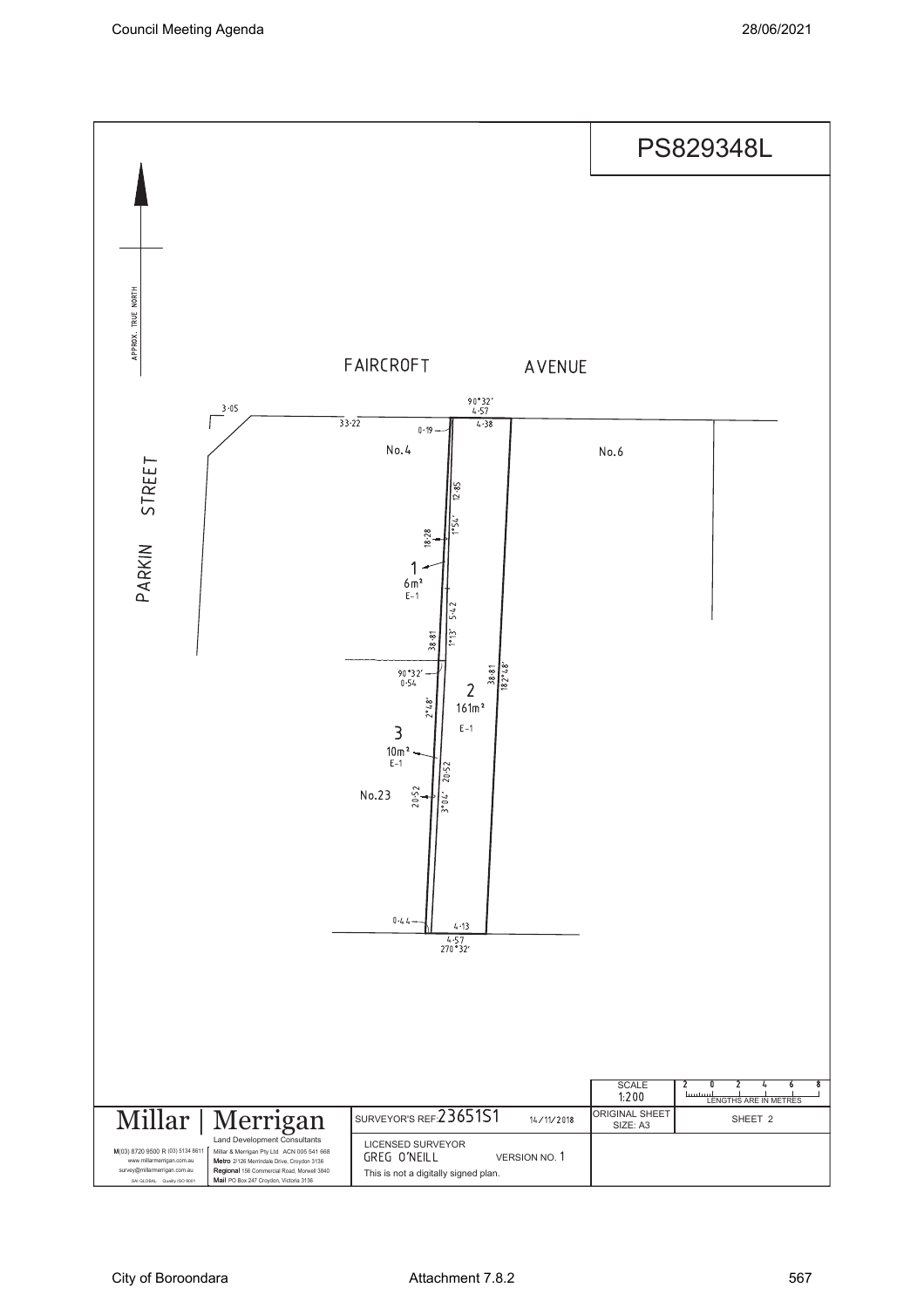# PS829348L

APPROX. TRUE NORTH

FAIRCROFT AVENUE

PARKIN STREET

3·05

33·22

90°32′
4·57

4·38

0·19

No.4

No.6

12·85

1°54′

18·28

1
6m²
E-1

5·42

1°13′

38·81

90°32′
0·54

38·81
182°48′

2
161m²
E-1

2°48′

3
10m²
E-1

20·52

No.23

20·52

3°04′

0·44

4·13

4·57
270°32′

| SCALE 1:200 | 2 0 2 4 6 8 LENGTHS ARE IN METRES |
|---|---|
| ORIGINAL SHEET SIZE: A3 | SHEET 2 |

**Millar | Merrigan**
Land Development Consultants

M(03) 8720 9500 R (03) 5134 8611
www.millarmerrigan.com.au
survey@millarmerrigan.com.au
SAI GLOBAL Quality ISO 9001

Millar & Merrigan Pty Ltd ACN 005 541 668
**Metro** 2/126 Merrindale Drive, Croydon 3136
**Regional** 156 Commercial Road, Morwell 3840
**Mail** PO Box 247 Croydon, Victoria 3136

SURVEYOR'S REF: 23651S1 14/11/2018

LICENSED SURVEYOR
GREG O'NEILL VERSION NO. 1
This is not a digitally signed plan.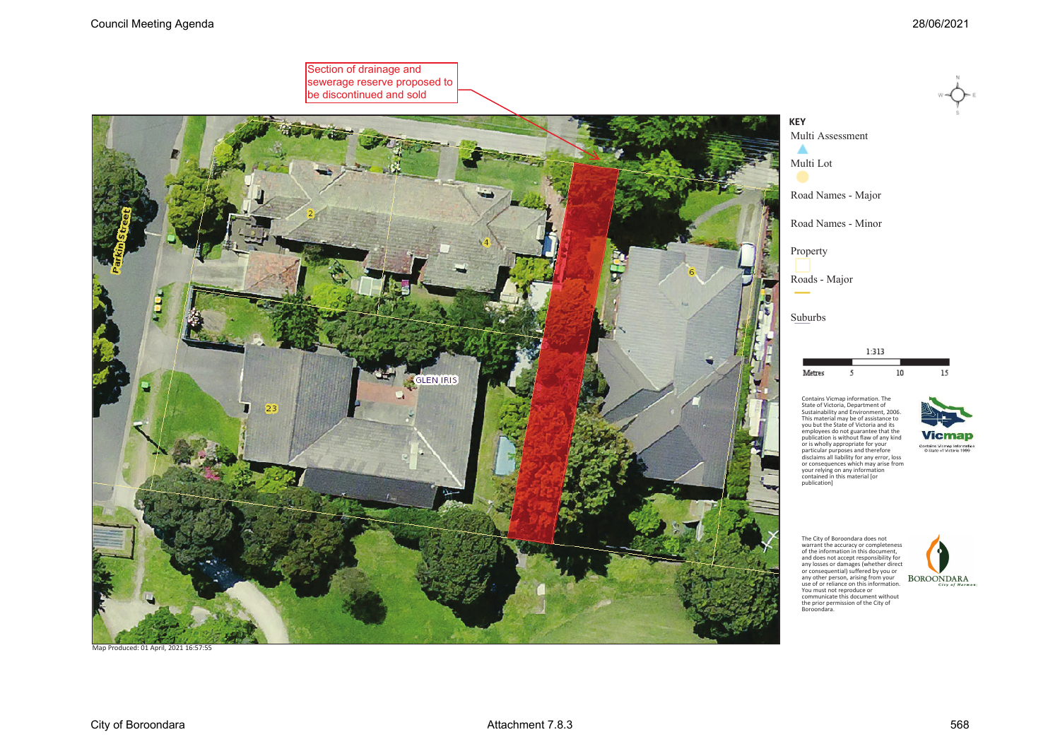Section of drainage and sewerage reserve proposed to be discontinued and sold

Parkin Street

2

4

6

23

GLEN IRIS

KEY

Multi Assessment

Multi Lot

Road Names - Major

Road Names - Minor

Property

Roads - Major

Suburbs

1:313

Metres 5 10 15

Contains Vicmap information. The State of Victoria, Department of Sustainability and Environment, 2006. This material may be of assistance to you but the State of Victoria and its employees do not guarantee that the publication is without flaw of any kind or is wholly appropriate for your particular purposes and therefore disclaims all liability for any error, loss or consequences which may arise from your relying on any information contained in this material [or publication]

Vicmap

Contains Vicmap Information © State of Victoria 1999

The City of Boroondara does not warrant the accuracy or completeness of the information in this document, and does not accept responsibility for any losses or damages (whether direct or consequential) suffered by you or any other person, arising from your use of or reliance on this information. You must not reproduce or communicate this document without the prior permission of the City of Boroondara.

BOROONDARA City of Harmony

Map Produced: 01 April, 2021 16:57:55

Attachment 7.8.3